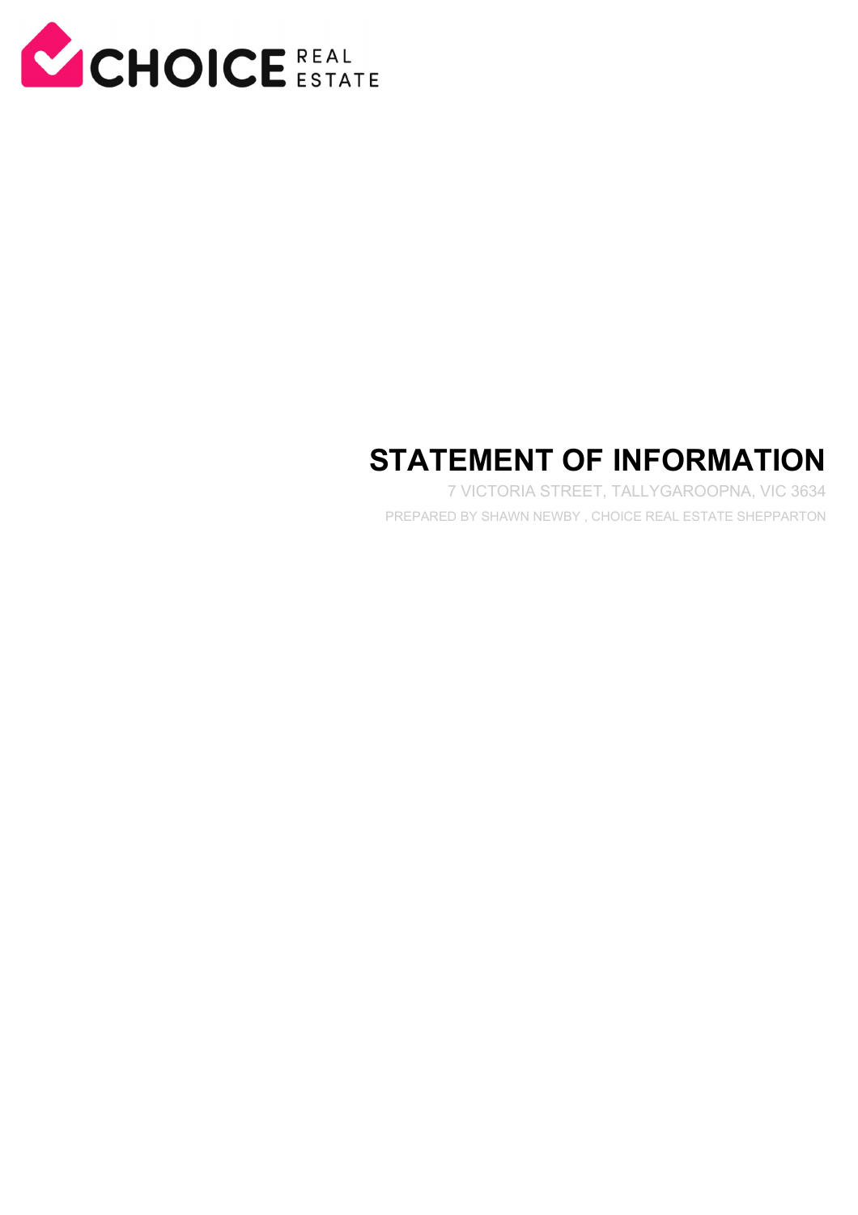CHOICE REAL ESTATE

# STATEMENT OF INFORMATION

7 VICTORIA STREET, TALLYGAROOPNA, VIC 3634

PREPARED BY SHAWN NEWBY , CHOICE REAL ESTATE SHEPPARTON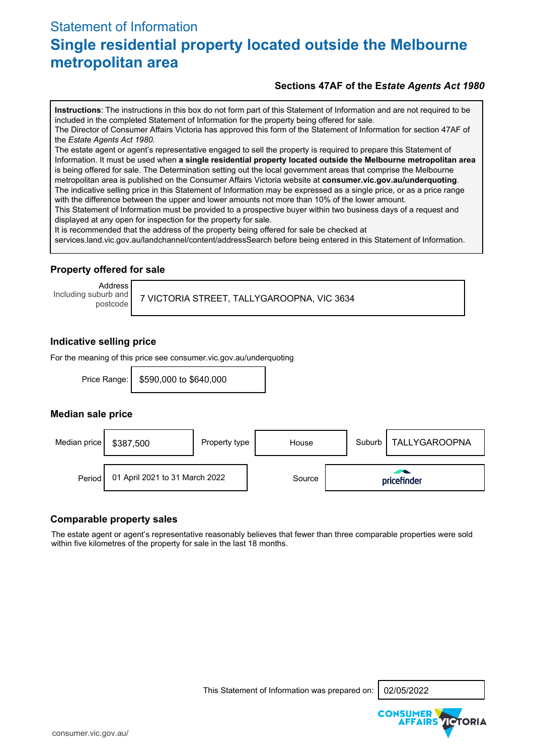# Statement of Information

## Single residential property located outside the Melbourne metropolitan area

**Sections 47AF of the *Estate Agents Act 1980***

**Instructions**: The instructions in this box do not form part of this Statement of Information and are not required to be included in the completed Statement of Information for the property being offered for sale.
The Director of Consumer Affairs Victoria has approved this form of the Statement of Information for section 47AF of the *Estate Agents Act 1980.*
The estate agent or agent's representative engaged to sell the property is required to prepare this Statement of Information. It must be used when **a single residential property located outside the Melbourne metropolitan area** is being offered for sale. The Determination setting out the local government areas that comprise the Melbourne metropolitan area is published on the Consumer Affairs Victoria website at **consumer.vic.gov.au/underquoting**.
The indicative selling price in this Statement of Information may be expressed as a single price, or as a price range with the difference between the upper and lower amounts not more than 10% of the lower amount.
This Statement of Information must be provided to a prospective buyer within two business days of a request and displayed at any open for inspection for the property for sale.
It is recommended that the address of the property being offered for sale be checked at services.land.vic.gov.au/landchannel/content/addressSearch before being entered in this Statement of Information.

### Property offered for sale

| | |
|---|---|
| Address Including suburb and postcode | 7 VICTORIA STREET, TALLYGAROOPNA, VIC 3634 |

### Indicative selling price

For the meaning of this price see consumer.vic.gov.au/underquoting

| | |
|---|---|
| Price Range: | $590,000 to $640,000 |

### Median sale price

| | | | | | |
|---|---|---|---|---|---|
| Median price | $387,500 | Property type | House | Suburb | TALLYGAROOPNA |
| Period | 01 April 2021 to 31 March 2022 | Source | pricefinder | | |

### Comparable property sales

The estate agent or agent's representative reasonably believes that fewer than three comparable properties were sold within five kilometres of the property for sale in the last 18 months.

This Statement of Information was prepared on: 02/05/2022